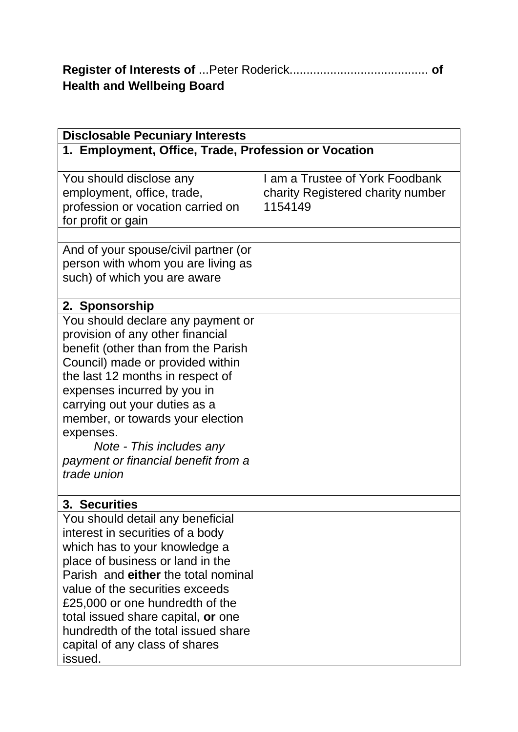**Register of Interests of** ...Peter Roderick......................................... **of Health and Wellbeing Board**

| **Disclosable Pecuniary Interests** | |
|---|---|
| **1. Employment, Office, Trade, Profession or Vocation** | |
| You should disclose any employment, office, trade, profession or vocation carried on for profit or gain | I am a Trustee of York Foodbank charity Registered charity number 1154149 |
| | |
| And of your spouse/civil partner (or person with whom you are living as such) of which you are aware | |
| **2. Sponsorship** | |
| You should declare any payment or provision of any other financial benefit (other than from the Parish Council) made or provided within the last 12 months in respect of expenses incurred by you in carrying out your duties as a member, or towards your election expenses. *Note - This includes any payment or financial benefit from a trade union* | |
| **3. Securities** | |
| You should detail any beneficial interest in securities of a body which has to your knowledge a place of business or land in the Parish and **either** the total nominal value of the securities exceeds £25,000 or one hundredth of the total issued share capital, **or** one hundredth of the total issued share capital of any class of shares issued. | |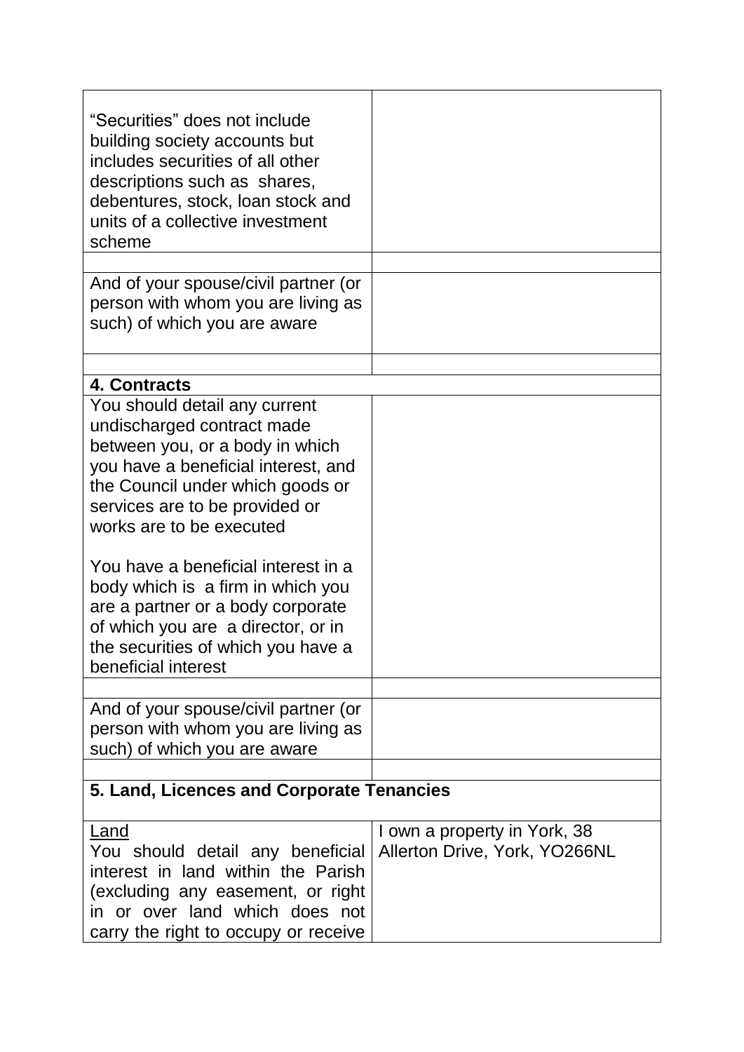| | |
|---|---|
| "Securities" does not include building society accounts but includes securities of all other descriptions such as shares, debentures, stock, loan stock and units of a collective investment scheme | |
| | |
| And of your spouse/civil partner (or person with whom you are living as such) of which you are aware | |
| | |
| **4. Contracts** | |
| You should detail any current undischarged contract made between you, or a body in which you have a beneficial interest, and the Council under which goods or services are to be provided or works are to be executed<br><br>You have a beneficial interest in a body which is a firm in which you are a partner or a body corporate of which you are a director, or in the securities of which you have a beneficial interest | |
| | |
| And of your spouse/civil partner (or person with whom you are living as such) of which you are aware | |
| | |
| **5. Land, Licences and Corporate Tenancies** | |
| <u>Land</u><br>You should detail any beneficial interest in land within the Parish (excluding any easement, or right in or over land which does not carry the right to occupy or receive | I own a property in York, 38 Allerton Drive, York, YO266NL |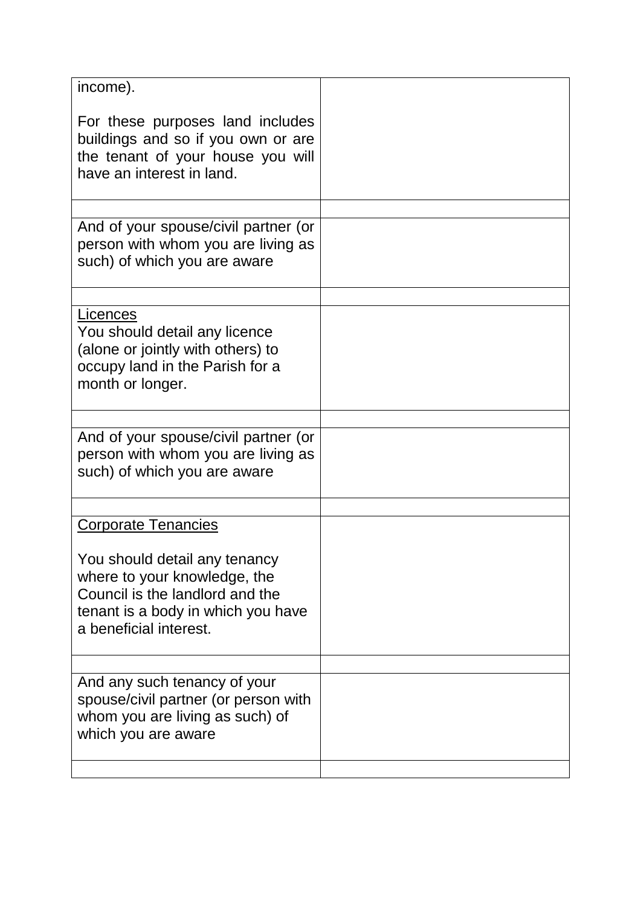| | |
|---|---|
| income).<br><br>For these purposes land includes buildings and so if you own or are the tenant of your house you will have an interest in land. | |
| | |
| And of your spouse/civil partner (or person with whom you are living as such) of which you are aware | |
| | |
| Licences<br>You should detail any licence (alone or jointly with others) to occupy land in the Parish for a month or longer. | |
| | |
| And of your spouse/civil partner (or person with whom you are living as such) of which you are aware | |
| | |
| Corporate Tenancies<br><br>You should detail any tenancy where to your knowledge, the Council is the landlord and the tenant is a body in which you have a beneficial interest. | |
| | |
| And any such tenancy of your spouse/civil partner (or person with whom you are living as such) of which you are aware | |
| | |